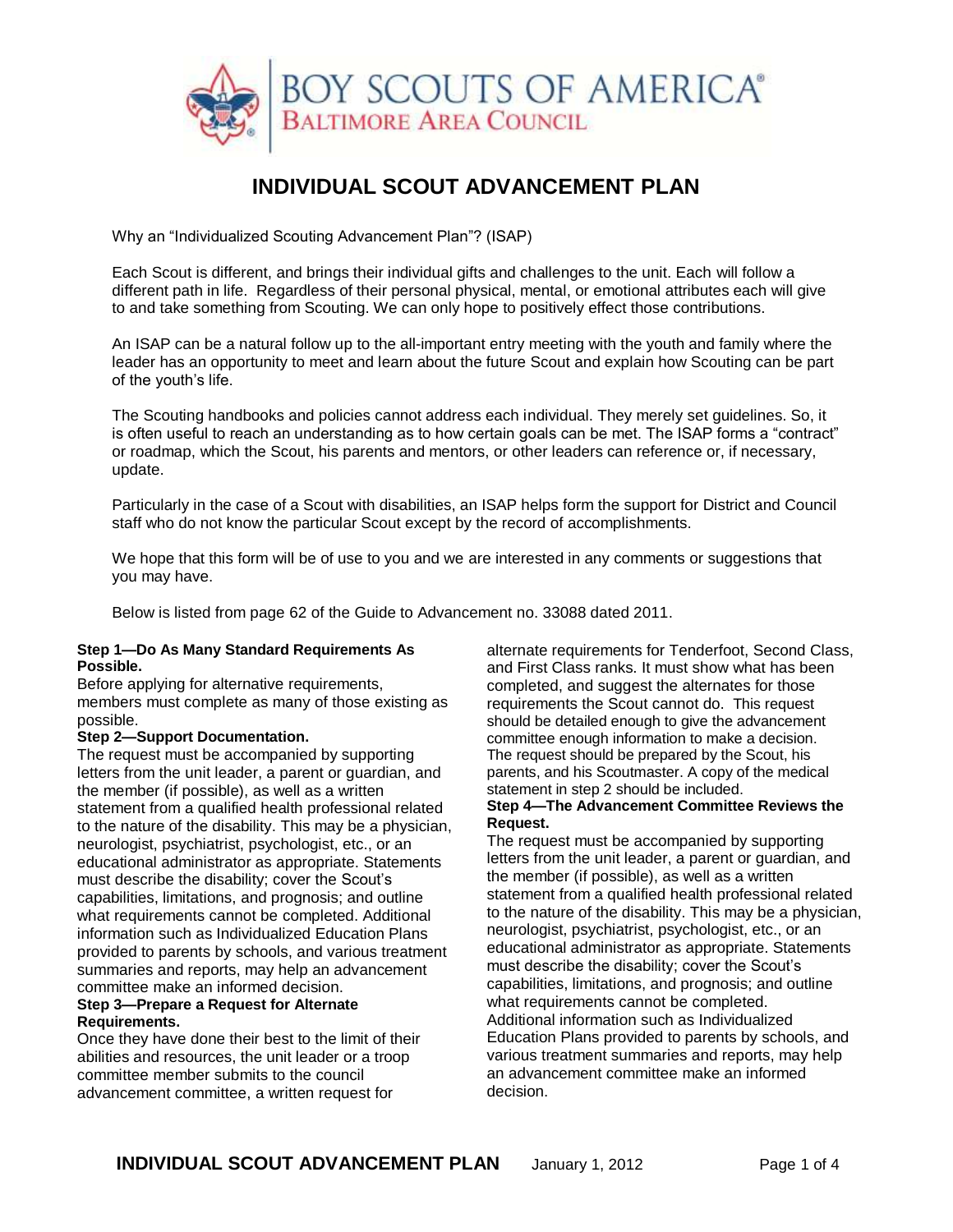BOY SCOUTS OF AMERICA®
BALTIMORE AREA COUNCIL

# INDIVIDUAL SCOUT ADVANCEMENT PLAN

Why an "Individualized Scouting Advancement Plan"? (ISAP)

Each Scout is different, and brings their individual gifts and challenges to the unit. Each will follow a different path in life. Regardless of their personal physical, mental, or emotional attributes each will give to and take something from Scouting. We can only hope to positively effect those contributions.

An ISAP can be a natural follow up to the all-important entry meeting with the youth and family where the leader has an opportunity to meet and learn about the future Scout and explain how Scouting can be part of the youth's life.

The Scouting handbooks and policies cannot address each individual. They merely set guidelines. So, it is often useful to reach an understanding as to how certain goals can be met. The ISAP forms a "contract" or roadmap, which the Scout, his parents and mentors, or other leaders can reference or, if necessary, update.

Particularly in the case of a Scout with disabilities, an ISAP helps form the support for District and Council staff who do not know the particular Scout except by the record of accomplishments.

We hope that this form will be of use to you and we are interested in any comments or suggestions that you may have.

Below is listed from page 62 of the Guide to Advancement no. 33088 dated 2011.

**Step 1—Do As Many Standard Requirements As Possible.**
Before applying for alternative requirements, members must complete as many of those existing as possible.

**Step 2—Support Documentation.**
The request must be accompanied by supporting letters from the unit leader, a parent or guardian, and the member (if possible), as well as a written statement from a qualified health professional related to the nature of the disability. This may be a physician, neurologist, psychiatrist, psychologist, etc., or an educational administrator as appropriate. Statements must describe the disability; cover the Scout's capabilities, limitations, and prognosis; and outline what requirements cannot be completed. Additional information such as Individualized Education Plans provided to parents by schools, and various treatment summaries and reports, may help an advancement committee make an informed decision.

**Step 3—Prepare a Request for Alternate Requirements.**
Once they have done their best to the limit of their abilities and resources, the unit leader or a troop committee member submits to the council advancement committee, a written request for alternate requirements for Tenderfoot, Second Class, and First Class ranks. It must show what has been completed, and suggest the alternates for those requirements the Scout cannot do. This request should be detailed enough to give the advancement committee enough information to make a decision. The request should be prepared by the Scout, his parents, and his Scoutmaster. A copy of the medical statement in step 2 should be included.

**Step 4—The Advancement Committee Reviews the Request.**
The request must be accompanied by supporting letters from the unit leader, a parent or guardian, and the member (if possible), as well as a written statement from a qualified health professional related to the nature of the disability. This may be a physician, neurologist, psychiatrist, psychologist, etc., or an educational administrator as appropriate. Statements must describe the disability; cover the Scout's capabilities, limitations, and prognosis; and outline what requirements cannot be completed. Additional information such as Individualized Education Plans provided to parents by schools, and various treatment summaries and reports, may help an advancement committee make an informed decision.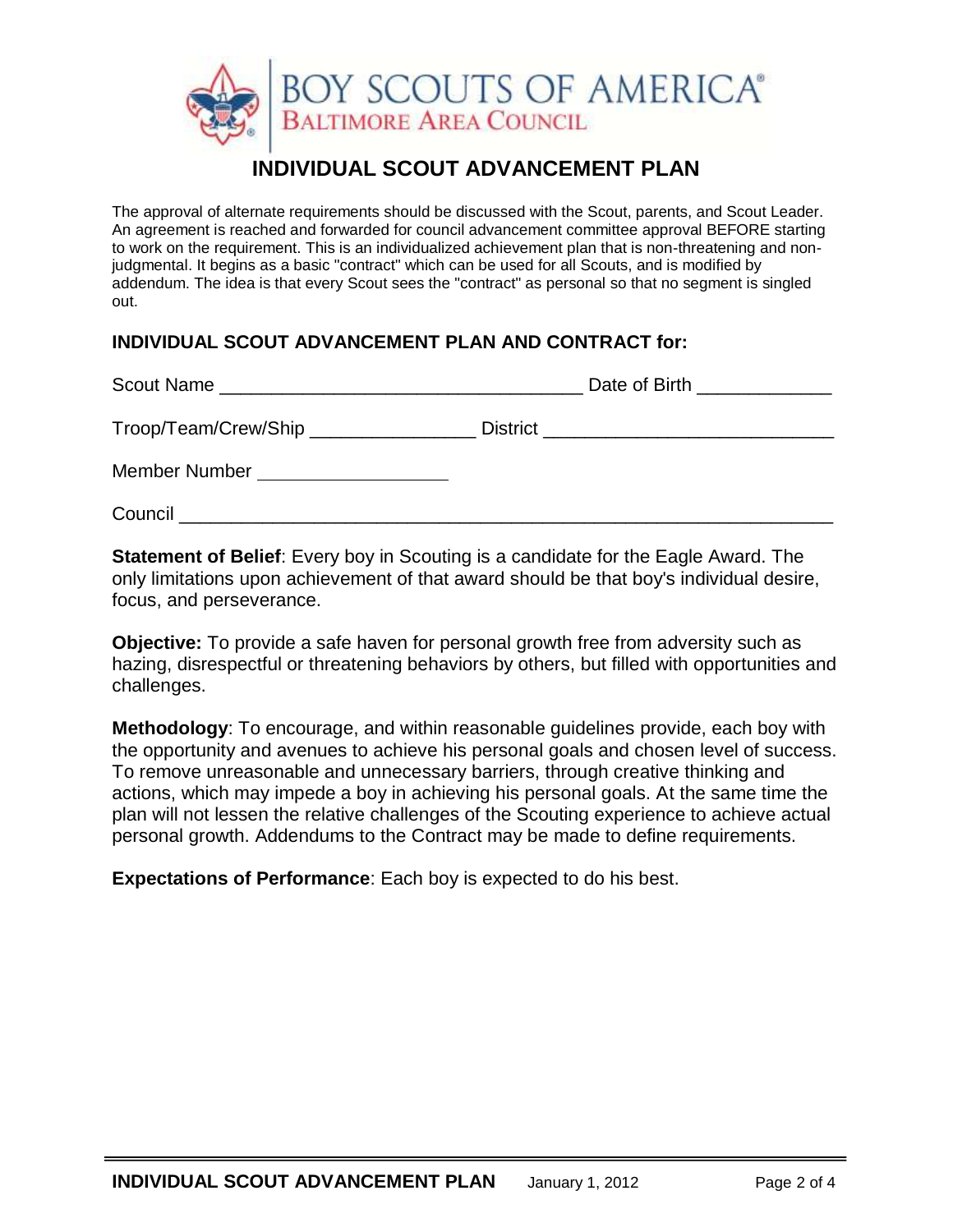BOY SCOUTS OF AMERICA®
BALTIMORE AREA COUNCIL

# INDIVIDUAL SCOUT ADVANCEMENT PLAN

The approval of alternate requirements should be discussed with the Scout, parents, and Scout Leader. An agreement is reached and forwarded for council advancement committee approval BEFORE starting to work on the requirement. This is an individualized achievement plan that is non-threatening and non-judgmental. It begins as a basic "contract" which can be used for all Scouts, and is modified by addendum. The idea is that every Scout sees the "contract" as personal so that no segment is singled out.

## INDIVIDUAL SCOUT ADVANCEMENT PLAN AND CONTRACT for:

Scout Name ___________________________________ Date of Birth _____________

Troop/Team/Crew/Ship ________________ District ____________________________

Member Number ___________________

Council _________________________________________________________________

**Statement of Belief**: Every boy in Scouting is a candidate for the Eagle Award. The only limitations upon achievement of that award should be that boy's individual desire, focus, and perseverance.

**Objective:** To provide a safe haven for personal growth free from adversity such as hazing, disrespectful or threatening behaviors by others, but filled with opportunities and challenges.

**Methodology**: To encourage, and within reasonable guidelines provide, each boy with the opportunity and avenues to achieve his personal goals and chosen level of success. To remove unreasonable and unnecessary barriers, through creative thinking and actions, which may impede a boy in achieving his personal goals. At the same time the plan will not lessen the relative challenges of the Scouting experience to achieve actual personal growth. Addendums to the Contract may be made to define requirements.

**Expectations of Performance**: Each boy is expected to do his best.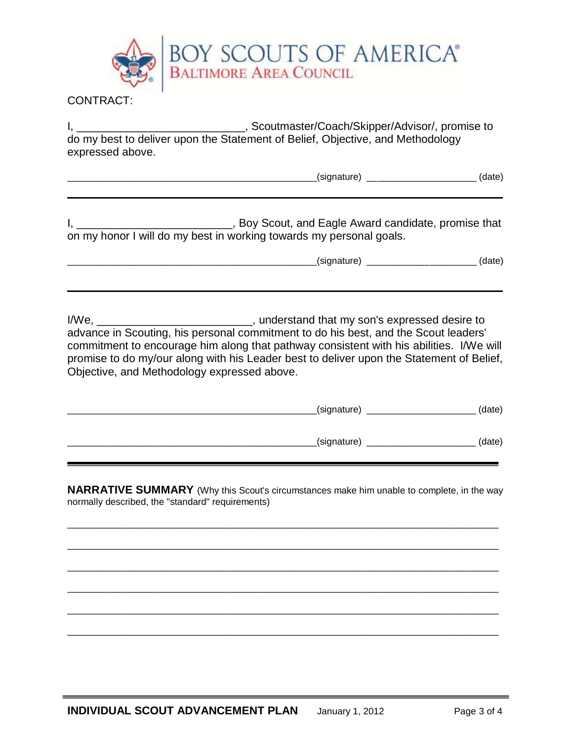BOY SCOUTS OF AMERICA®
BALTIMORE AREA COUNCIL

CONTRACT:

I, ___________________________, Scoutmaster/Coach/Skipper/Advisor/, promise to do my best to deliver upon the Statement of Belief, Objective, and Methodology expressed above.

______________________________________________(signature) ____________________ (date)

---

I, _________________________, Boy Scout, and Eagle Award candidate, promise that on my honor I will do my best in working towards my personal goals.

______________________________________________(signature) ____________________ (date)

---

I/We, _________________________, understand that my son's expressed desire to advance in Scouting, his personal commitment to do his best, and the Scout leaders' commitment to encourage him along that pathway consistent with his abilities. I/We will promise to do my/our along with his Leader best to deliver upon the Statement of Belief, Objective, and Methodology expressed above.

______________________________________________(signature) ____________________ (date)

______________________________________________(signature) ____________________ (date)

---

**NARRATIVE SUMMARY** (Why this Scout's circumstances make him unable to complete, in the way normally described, the "standard" requirements)

___________________________________________________________________________

___________________________________________________________________________

___________________________________________________________________________

___________________________________________________________________________

___________________________________________________________________________

___________________________________________________________________________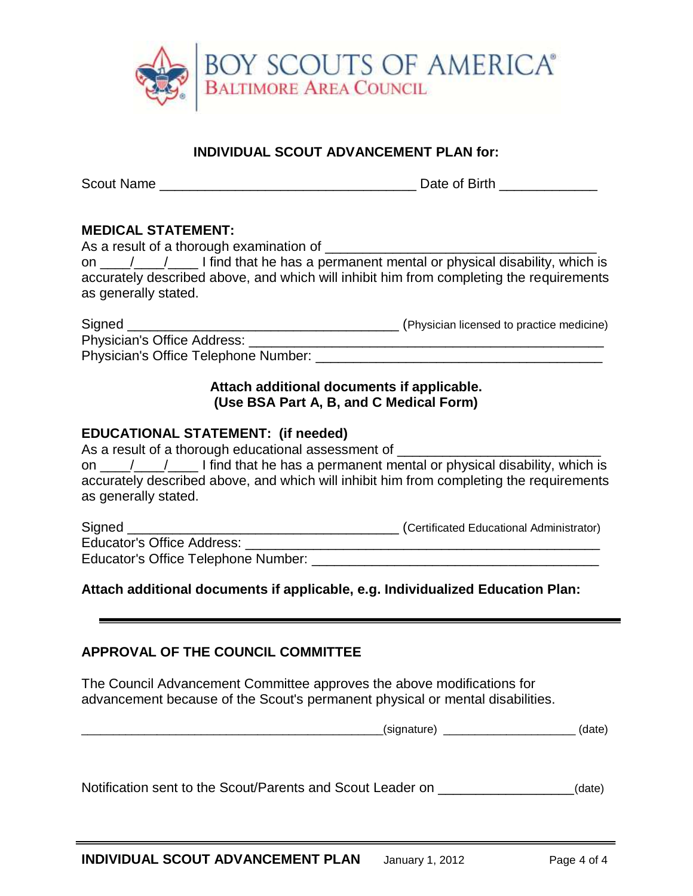BOY SCOUTS OF AMERICA
BALTIMORE AREA COUNCIL

## INDIVIDUAL SCOUT ADVANCEMENT PLAN for:

Scout Name _________________________________ Date of Birth _____________

### MEDICAL STATEMENT:

As a result of a thorough examination of ____________________________________ on ____/____/____ I find that he has a permanent mental or physical disability, which is accurately described above, and which will inhibit him from completing the requirements as generally stated.

Signed ____________________________________ (Physician licensed to practice medicine)
Physician's Office Address: ______________________________________________
Physician's Office Telephone Number: ______________________________________

**Attach additional documents if applicable.**
**(Use BSA Part A, B, and C Medical Form)**

### EDUCATIONAL STATEMENT: (if needed)

As a result of a thorough educational assessment of __________________________ on ____/____/____ I find that he has a permanent mental or physical disability, which is accurately described above, and which will inhibit him from completing the requirements as generally stated.

Signed ____________________________________ (Certificated Educational Administrator)
Educator's Office Address: ______________________________________________
Educator's Office Telephone Number: ______________________________________

**Attach additional documents if applicable, e.g. Individualized Education Plan:**

---

### APPROVAL OF THE COUNCIL COMMITTEE

The Council Advancement Committee approves the above modifications for advancement because of the Scout's permanent physical or mental disabilities.

_____________________________________________(signature) ____________________ (date)

Notification sent to the Scout/Parents and Scout Leader on __________________(date)